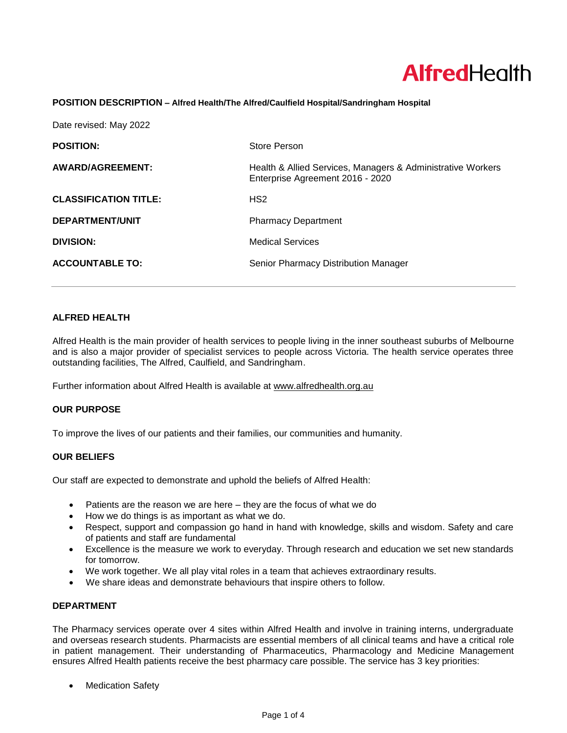AlfredHealth

**POSITION DESCRIPTION – Alfred Health/The Alfred/Caulfield Hospital/Sandringham Hospital**

Date revised: May 2022

| | |
|---|---|
| **POSITION:** | Store Person |
| **AWARD/AGREEMENT:** | Health & Allied Services, Managers & Administrative Workers Enterprise Agreement 2016 - 2020 |
| **CLASSIFICATION TITLE:** | HS2 |
| **DEPARTMENT/UNIT** | Pharmacy Department |
| **DIVISION:** | Medical Services |
| **ACCOUNTABLE TO:** | Senior Pharmacy Distribution Manager |

---

## ALFRED HEALTH

Alfred Health is the main provider of health services to people living in the inner southeast suburbs of Melbourne and is also a major provider of specialist services to people across Victoria. The health service operates three outstanding facilities, The Alfred, Caulfield, and Sandringham.

Further information about Alfred Health is available at www.alfredhealth.org.au

## OUR PURPOSE

To improve the lives of our patients and their families, our communities and humanity.

## OUR BELIEFS

Our staff are expected to demonstrate and uphold the beliefs of Alfred Health:

- Patients are the reason we are here – they are the focus of what we do
- How we do things is as important as what we do.
- Respect, support and compassion go hand in hand with knowledge, skills and wisdom. Safety and care of patients and staff are fundamental
- Excellence is the measure we work to everyday. Through research and education we set new standards for tomorrow.
- We work together. We all play vital roles in a team that achieves extraordinary results.
- We share ideas and demonstrate behaviours that inspire others to follow.

## DEPARTMENT

The Pharmacy services operate over 4 sites within Alfred Health and involve in training interns, undergraduate and overseas research students. Pharmacists are essential members of all clinical teams and have a critical role in patient management. Their understanding of Pharmaceutics, Pharmacology and Medicine Management ensures Alfred Health patients receive the best pharmacy care possible. The service has 3 key priorities:

- Medication Safety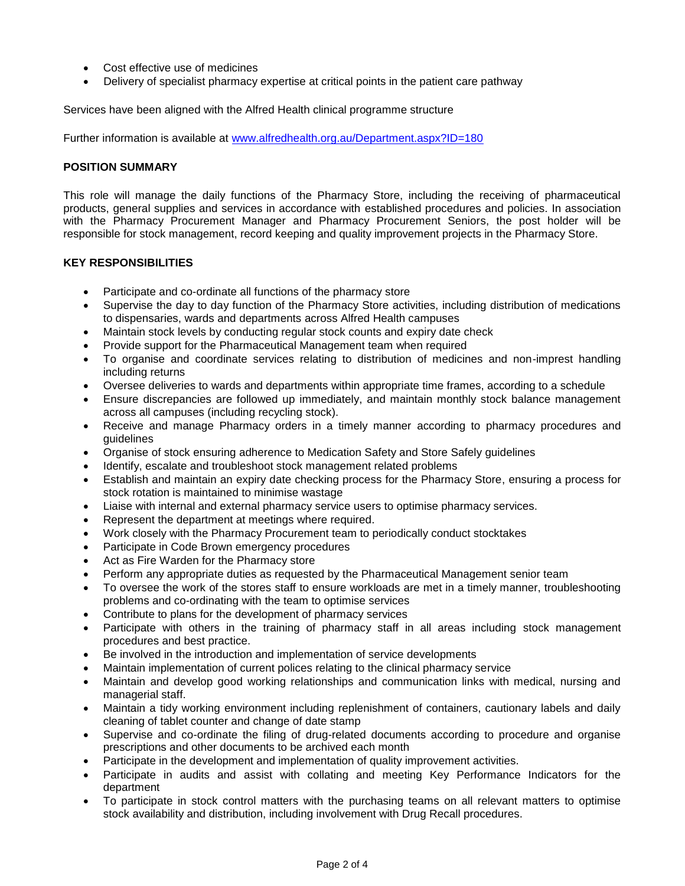- Cost effective use of medicines
- Delivery of specialist pharmacy expertise at critical points in the patient care pathway

Services have been aligned with the Alfred Health clinical programme structure

Further information is available at [www.alfredhealth.org.au/Department.aspx?ID=180](www.alfredhealth.org.au/Department.aspx?ID=180)

**POSITION SUMMARY**

This role will manage the daily functions of the Pharmacy Store, including the receiving of pharmaceutical products, general supplies and services in accordance with established procedures and policies. In association with the Pharmacy Procurement Manager and Pharmacy Procurement Seniors, the post holder will be responsible for stock management, record keeping and quality improvement projects in the Pharmacy Store.

**KEY RESPONSIBILITIES**

- Participate and co-ordinate all functions of the pharmacy store
- Supervise the day to day function of the Pharmacy Store activities, including distribution of medications to dispensaries, wards and departments across Alfred Health campuses
- Maintain stock levels by conducting regular stock counts and expiry date check
- Provide support for the Pharmaceutical Management team when required
- To organise and coordinate services relating to distribution of medicines and non-imprest handling including returns
- Oversee deliveries to wards and departments within appropriate time frames, according to a schedule
- Ensure discrepancies are followed up immediately, and maintain monthly stock balance management across all campuses (including recycling stock).
- Receive and manage Pharmacy orders in a timely manner according to pharmacy procedures and guidelines
- Organise of stock ensuring adherence to Medication Safety and Store Safely guidelines
- Identify, escalate and troubleshoot stock management related problems
- Establish and maintain an expiry date checking process for the Pharmacy Store, ensuring a process for stock rotation is maintained to minimise wastage
- Liaise with internal and external pharmacy service users to optimise pharmacy services.
- Represent the department at meetings where required.
- Work closely with the Pharmacy Procurement team to periodically conduct stocktakes
- Participate in Code Brown emergency procedures
- Act as Fire Warden for the Pharmacy store
- Perform any appropriate duties as requested by the Pharmaceutical Management senior team
- To oversee the work of the stores staff to ensure workloads are met in a timely manner, troubleshooting problems and co-ordinating with the team to optimise services
- Contribute to plans for the development of pharmacy services
- Participate with others in the training of pharmacy staff in all areas including stock management procedures and best practice.
- Be involved in the introduction and implementation of service developments
- Maintain implementation of current polices relating to the clinical pharmacy service
- Maintain and develop good working relationships and communication links with medical, nursing and managerial staff.
- Maintain a tidy working environment including replenishment of containers, cautionary labels and daily cleaning of tablet counter and change of date stamp
- Supervise and co-ordinate the filing of drug-related documents according to procedure and organise prescriptions and other documents to be archived each month
- Participate in the development and implementation of quality improvement activities.
- Participate in audits and assist with collating and meeting Key Performance Indicators for the department
- To participate in stock control matters with the purchasing teams on all relevant matters to optimise stock availability and distribution, including involvement with Drug Recall procedures.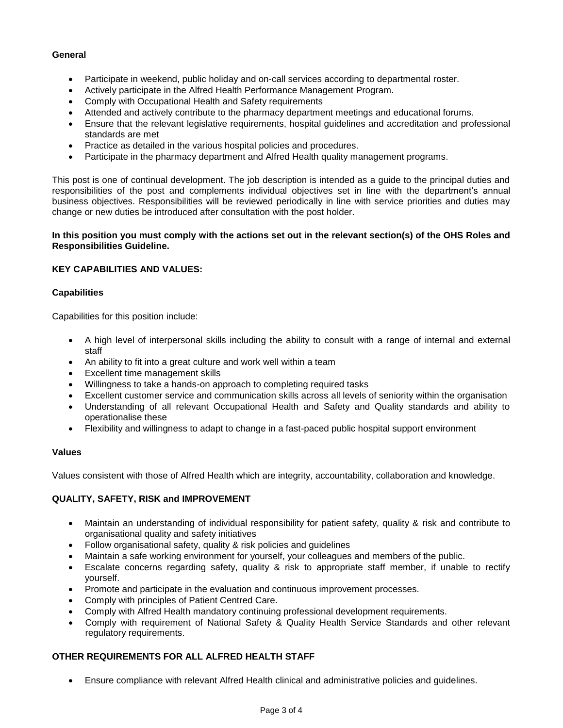**General**

- Participate in weekend, public holiday and on-call services according to departmental roster.
- Actively participate in the Alfred Health Performance Management Program.
- Comply with Occupational Health and Safety requirements
- Attended and actively contribute to the pharmacy department meetings and educational forums.
- Ensure that the relevant legislative requirements, hospital guidelines and accreditation and professional standards are met
- Practice as detailed in the various hospital policies and procedures.
- Participate in the pharmacy department and Alfred Health quality management programs.

This post is one of continual development. The job description is intended as a guide to the principal duties and responsibilities of the post and complements individual objectives set in line with the department's annual business objectives. Responsibilities will be reviewed periodically in line with service priorities and duties may change or new duties be introduced after consultation with the post holder.

**In this position you must comply with the actions set out in the relevant section(s) of the OHS Roles and Responsibilities Guideline.**

## KEY CAPABILITIES AND VALUES:

### Capabilities

Capabilities for this position include:

- A high level of interpersonal skills including the ability to consult with a range of internal and external staff
- An ability to fit into a great culture and work well within a team
- Excellent time management skills
- Willingness to take a hands-on approach to completing required tasks
- Excellent customer service and communication skills across all levels of seniority within the organisation
- Understanding of all relevant Occupational Health and Safety and Quality standards and ability to operationalise these
- Flexibility and willingness to adapt to change in a fast-paced public hospital support environment

### Values

Values consistent with those of Alfred Health which are integrity, accountability, collaboration and knowledge.

## QUALITY, SAFETY, RISK and IMPROVEMENT

- Maintain an understanding of individual responsibility for patient safety, quality & risk and contribute to organisational quality and safety initiatives
- Follow organisational safety, quality & risk policies and guidelines
- Maintain a safe working environment for yourself, your colleagues and members of the public.
- Escalate concerns regarding safety, quality & risk to appropriate staff member, if unable to rectify yourself.
- Promote and participate in the evaluation and continuous improvement processes.
- Comply with principles of Patient Centred Care.
- Comply with Alfred Health mandatory continuing professional development requirements.
- Comply with requirement of National Safety & Quality Health Service Standards and other relevant regulatory requirements.

## OTHER REQUIREMENTS FOR ALL ALFRED HEALTH STAFF

- Ensure compliance with relevant Alfred Health clinical and administrative policies and guidelines.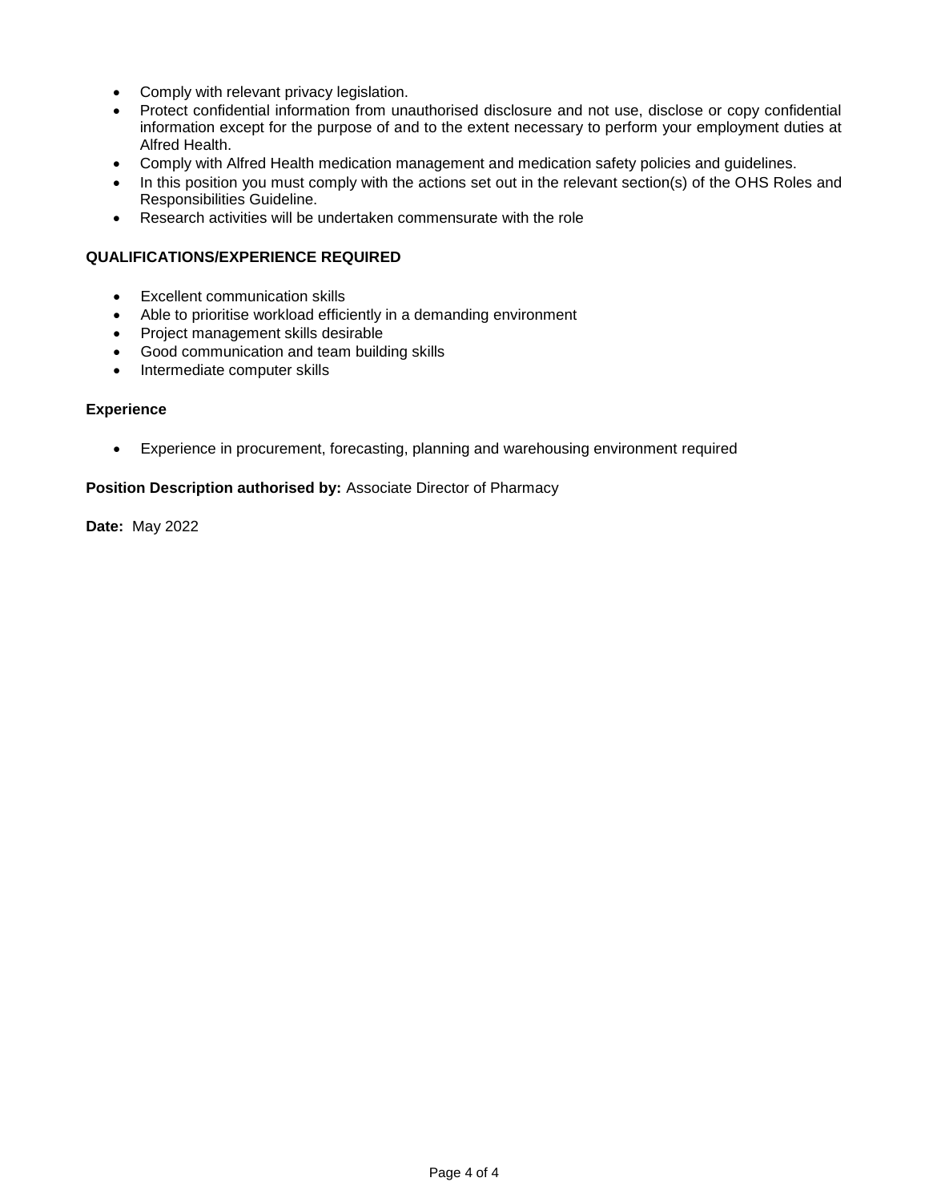- Comply with relevant privacy legislation.
- Protect confidential information from unauthorised disclosure and not use, disclose or copy confidential information except for the purpose of and to the extent necessary to perform your employment duties at Alfred Health.
- Comply with Alfred Health medication management and medication safety policies and guidelines.
- In this position you must comply with the actions set out in the relevant section(s) of the OHS Roles and Responsibilities Guideline.
- Research activities will be undertaken commensurate with the role

## QUALIFICATIONS/EXPERIENCE REQUIRED

- Excellent communication skills
- Able to prioritise workload efficiently in a demanding environment
- Project management skills desirable
- Good communication and team building skills
- Intermediate computer skills

### Experience

- Experience in procurement, forecasting, planning and warehousing environment required

**Position Description authorised by:** Associate Director of Pharmacy

**Date:** May 2022